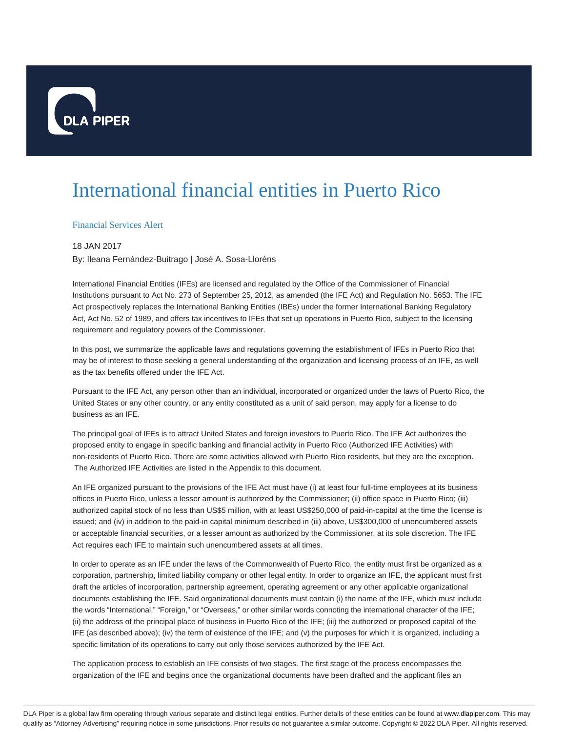# International financial entities in Puerto Rico

Financial Services Alert

18 JAN 2017

By: Ileana Fernández-Buitrago | José A. Sosa-Lloréns

International Financial Entities (IFEs) are licensed and regulated by the Office of the Commissioner of Financial Institutions pursuant to Act No. 273 of September 25, 2012, as amended (the IFE Act) and Regulation No. 5653. The IFE Act prospectively replaces the International Banking Entities (IBEs) under the former International Banking Regulatory Act, Act No. 52 of 1989, and offers tax incentives to IFEs that set up operations in Puerto Rico, subject to the licensing requirement and regulatory powers of the Commissioner.

In this post, we summarize the applicable laws and regulations governing the establishment of IFEs in Puerto Rico that may be of interest to those seeking a general understanding of the organization and licensing process of an IFE, as well as the tax benefits offered under the IFE Act.

Pursuant to the IFE Act, any person other than an individual, incorporated or organized under the laws of Puerto Rico, the United States or any other country, or any entity constituted as a unit of said person, may apply for a license to do business as an IFE.

The principal goal of IFEs is to attract United States and foreign investors to Puerto Rico. The IFE Act authorizes the proposed entity to engage in specific banking and financial activity in Puerto Rico (Authorized IFE Activities) with non-residents of Puerto Rico. There are some activities allowed with Puerto Rico residents, but they are the exception. The Authorized IFE Activities are listed in the Appendix to this document.

An IFE organized pursuant to the provisions of the IFE Act must have (i) at least four full-time employees at its business offices in Puerto Rico, unless a lesser amount is authorized by the Commissioner; (ii) office space in Puerto Rico; (iii) authorized capital stock of no less than US$5 million, with at least US$250,000 of paid-in-capital at the time the license is issued; and (iv) in addition to the paid-in capital minimum described in (iii) above, US$300,000 of unencumbered assets or acceptable financial securities, or a lesser amount as authorized by the Commissioner, at its sole discretion. The IFE Act requires each IFE to maintain such unencumbered assets at all times.

In order to operate as an IFE under the laws of the Commonwealth of Puerto Rico, the entity must first be organized as a corporation, partnership, limited liability company or other legal entity. In order to organize an IFE, the applicant must first draft the articles of incorporation, partnership agreement, operating agreement or any other applicable organizational documents establishing the IFE. Said organizational documents must contain (i) the name of the IFE, which must include the words "International," "Foreign," or "Overseas," or other similar words connoting the international character of the IFE; (ii) the address of the principal place of business in Puerto Rico of the IFE; (iii) the authorized or proposed capital of the IFE (as described above); (iv) the term of existence of the IFE; and (v) the purposes for which it is organized, including a specific limitation of its operations to carry out only those services authorized by the IFE Act.

The application process to establish an IFE consists of two stages. The first stage of the process encompasses the organization of the IFE and begins once the organizational documents have been drafted and the applicant files an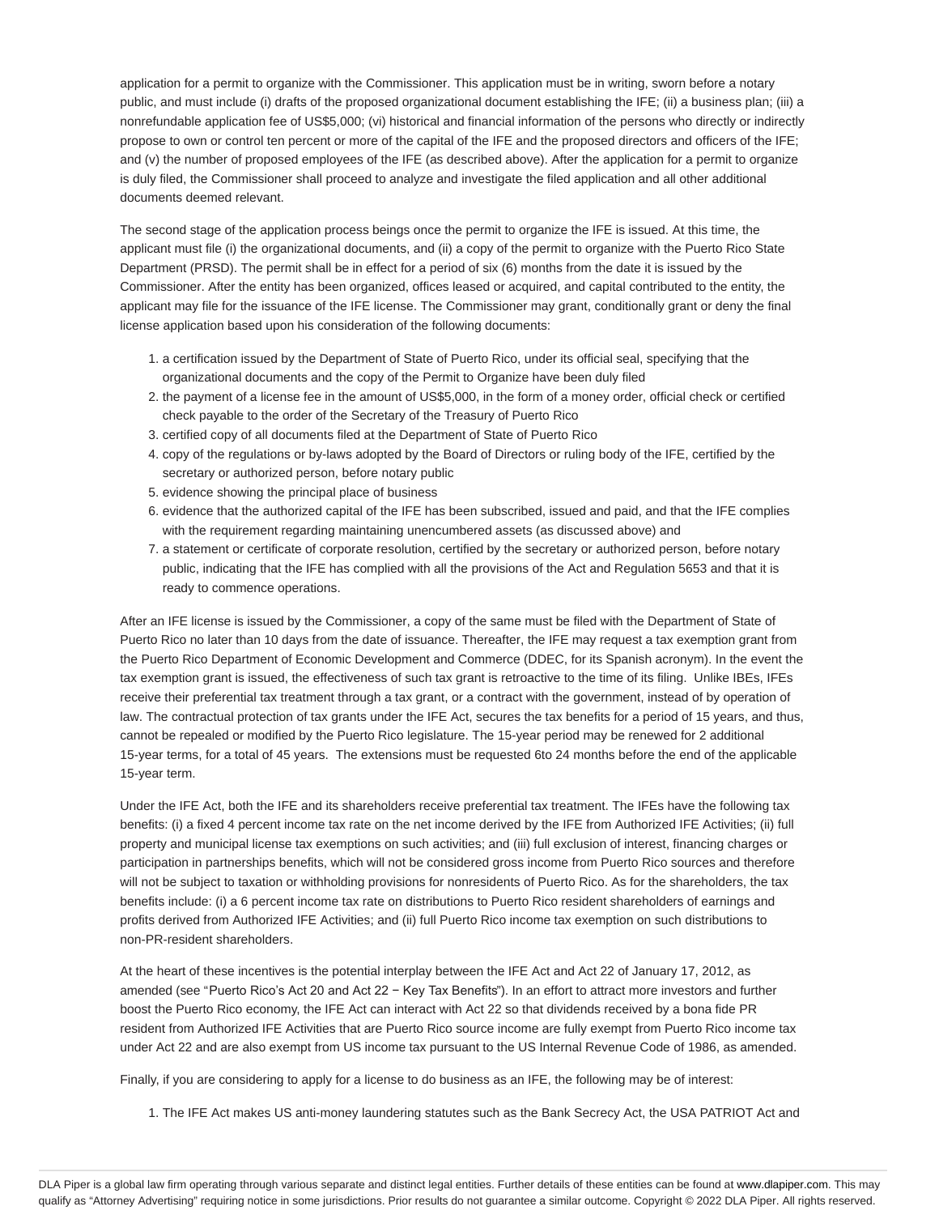application for a permit to organize with the Commissioner. This application must be in writing, sworn before a notary public, and must include (i) drafts of the proposed organizational document establishing the IFE; (ii) a business plan; (iii) a nonrefundable application fee of US$5,000; (vi) historical and financial information of the persons who directly or indirectly propose to own or control ten percent or more of the capital of the IFE and the proposed directors and officers of the IFE; and (v) the number of proposed employees of the IFE (as described above). After the application for a permit to organize is duly filed, the Commissioner shall proceed to analyze and investigate the filed application and all other additional documents deemed relevant.

The second stage of the application process beings once the permit to organize the IFE is issued. At this time, the applicant must file (i) the organizational documents, and (ii) a copy of the permit to organize with the Puerto Rico State Department (PRSD). The permit shall be in effect for a period of six (6) months from the date it is issued by the Commissioner. After the entity has been organized, offices leased or acquired, and capital contributed to the entity, the applicant may file for the issuance of the IFE license. The Commissioner may grant, conditionally grant or deny the final license application based upon his consideration of the following documents:

1. a certification issued by the Department of State of Puerto Rico, under its official seal, specifying that the organizational documents and the copy of the Permit to Organize have been duly filed
2. the payment of a license fee in the amount of US$5,000, in the form of a money order, official check or certified check payable to the order of the Secretary of the Treasury of Puerto Rico
3. certified copy of all documents filed at the Department of State of Puerto Rico
4. copy of the regulations or by-laws adopted by the Board of Directors or ruling body of the IFE, certified by the secretary or authorized person, before notary public
5. evidence showing the principal place of business
6. evidence that the authorized capital of the IFE has been subscribed, issued and paid, and that the IFE complies with the requirement regarding maintaining unencumbered assets (as discussed above) and
7. a statement or certificate of corporate resolution, certified by the secretary or authorized person, before notary public, indicating that the IFE has complied with all the provisions of the Act and Regulation 5653 and that it is ready to commence operations.

After an IFE license is issued by the Commissioner, a copy of the same must be filed with the Department of State of Puerto Rico no later than 10 days from the date of issuance. Thereafter, the IFE may request a tax exemption grant from the Puerto Rico Department of Economic Development and Commerce (DDEC, for its Spanish acronym). In the event the tax exemption grant is issued, the effectiveness of such tax grant is retroactive to the time of its filing. Unlike IBEs, IFEs receive their preferential tax treatment through a tax grant, or a contract with the government, instead of by operation of law. The contractual protection of tax grants under the IFE Act, secures the tax benefits for a period of 15 years, and thus, cannot be repealed or modified by the Puerto Rico legislature. The 15-year period may be renewed for 2 additional 15-year terms, for a total of 45 years. The extensions must be requested 6to 24 months before the end of the applicable 15-year term.

Under the IFE Act, both the IFE and its shareholders receive preferential tax treatment. The IFEs have the following tax benefits: (i) a fixed 4 percent income tax rate on the net income derived by the IFE from Authorized IFE Activities; (ii) full property and municipal license tax exemptions on such activities; and (iii) full exclusion of interest, financing charges or participation in partnerships benefits, which will not be considered gross income from Puerto Rico sources and therefore will not be subject to taxation or withholding provisions for nonresidents of Puerto Rico. As for the shareholders, the tax benefits include: (i) a 6 percent income tax rate on distributions to Puerto Rico resident shareholders of earnings and profits derived from Authorized IFE Activities; and (ii) full Puerto Rico income tax exemption on such distributions to non-PR-resident shareholders.

At the heart of these incentives is the potential interplay between the IFE Act and Act 22 of January 17, 2012, as amended (see "Puerto Rico's Act 20 and Act 22 – Key Tax Benefits"). In an effort to attract more investors and further boost the Puerto Rico economy, the IFE Act can interact with Act 22 so that dividends received by a bona fide PR resident from Authorized IFE Activities that are Puerto Rico source income are fully exempt from Puerto Rico income tax under Act 22 and are also exempt from US income tax pursuant to the US Internal Revenue Code of 1986, as amended.

Finally, if you are considering to apply for a license to do business as an IFE, the following may be of interest:

1. The IFE Act makes US anti-money laundering statutes such as the Bank Secrecy Act, the USA PATRIOT Act and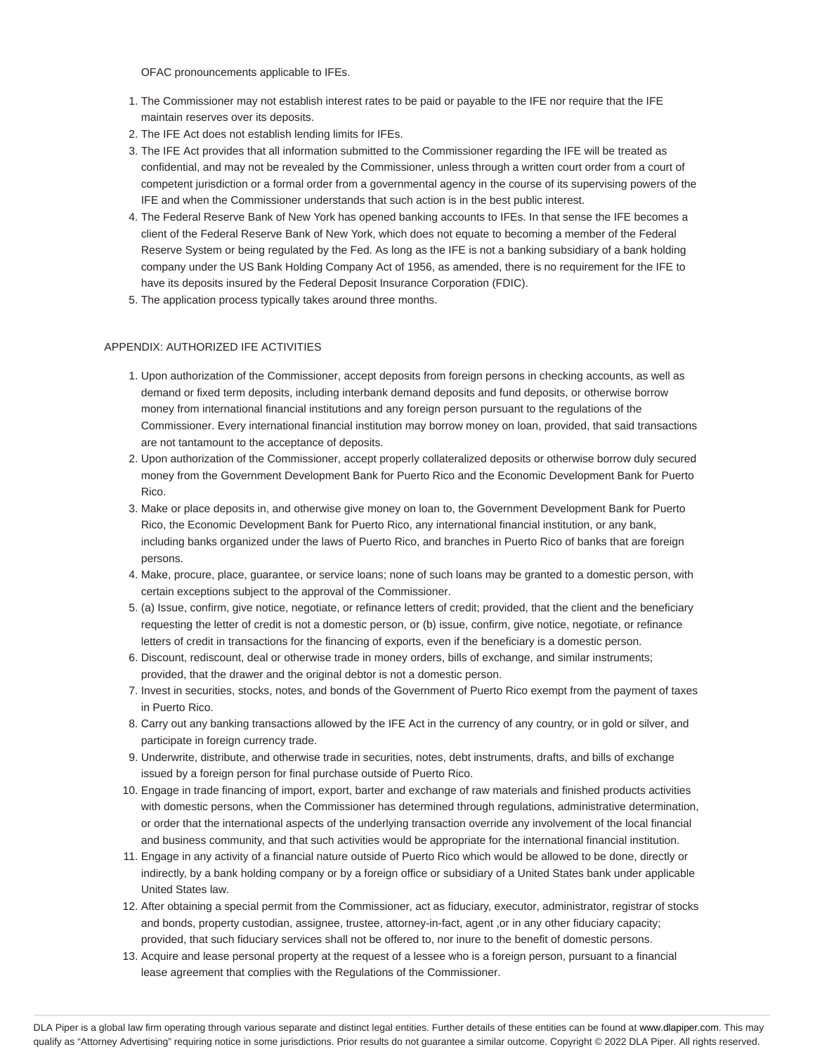OFAC pronouncements applicable to IFEs.

1. The Commissioner may not establish interest rates to be paid or payable to the IFE nor require that the IFE maintain reserves over its deposits.
2. The IFE Act does not establish lending limits for IFEs.
3. The IFE Act provides that all information submitted to the Commissioner regarding the IFE will be treated as confidential, and may not be revealed by the Commissioner, unless through a written court order from a court of competent jurisdiction or a formal order from a governmental agency in the course of its supervising powers of the IFE and when the Commissioner understands that such action is in the best public interest.
4. The Federal Reserve Bank of New York has opened banking accounts to IFEs. In that sense the IFE becomes a client of the Federal Reserve Bank of New York, which does not equate to becoming a member of the Federal Reserve System or being regulated by the Fed. As long as the IFE is not a banking subsidiary of a bank holding company under the US Bank Holding Company Act of 1956, as amended, there is no requirement for the IFE to have its deposits insured by the Federal Deposit Insurance Corporation (FDIC).
5. The application process typically takes around three months.

APPENDIX: AUTHORIZED IFE ACTIVITIES

1. Upon authorization of the Commissioner, accept deposits from foreign persons in checking accounts, as well as demand or fixed term deposits, including interbank demand deposits and fund deposits, or otherwise borrow money from international financial institutions and any foreign person pursuant to the regulations of the Commissioner. Every international financial institution may borrow money on loan, provided, that said transactions are not tantamount to the acceptance of deposits.
2. Upon authorization of the Commissioner, accept properly collateralized deposits or otherwise borrow duly secured money from the Government Development Bank for Puerto Rico and the Economic Development Bank for Puerto Rico.
3. Make or place deposits in, and otherwise give money on loan to, the Government Development Bank for Puerto Rico, the Economic Development Bank for Puerto Rico, any international financial institution, or any bank, including banks organized under the laws of Puerto Rico, and branches in Puerto Rico of banks that are foreign persons.
4. Make, procure, place, guarantee, or service loans; none of such loans may be granted to a domestic person, with certain exceptions subject to the approval of the Commissioner.
5. (a) Issue, confirm, give notice, negotiate, or refinance letters of credit; provided, that the client and the beneficiary requesting the letter of credit is not a domestic person, or (b) issue, confirm, give notice, negotiate, or refinance letters of credit in transactions for the financing of exports, even if the beneficiary is a domestic person.
6. Discount, rediscount, deal or otherwise trade in money orders, bills of exchange, and similar instruments; provided, that the drawer and the original debtor is not a domestic person.
7. Invest in securities, stocks, notes, and bonds of the Government of Puerto Rico exempt from the payment of taxes in Puerto Rico.
8. Carry out any banking transactions allowed by the IFE Act in the currency of any country, or in gold or silver, and participate in foreign currency trade.
9. Underwrite, distribute, and otherwise trade in securities, notes, debt instruments, drafts, and bills of exchange issued by a foreign person for final purchase outside of Puerto Rico.
10. Engage in trade financing of import, export, barter and exchange of raw materials and finished products activities with domestic persons, when the Commissioner has determined through regulations, administrative determination, or order that the international aspects of the underlying transaction override any involvement of the local financial and business community, and that such activities would be appropriate for the international financial institution.
11. Engage in any activity of a financial nature outside of Puerto Rico which would be allowed to be done, directly or indirectly, by a bank holding company or by a foreign office or subsidiary of a United States bank under applicable United States law.
12. After obtaining a special permit from the Commissioner, act as fiduciary, executor, administrator, registrar of stocks and bonds, property custodian, assignee, trustee, attorney-in-fact, agent ,or in any other fiduciary capacity; provided, that such fiduciary services shall not be offered to, nor inure to the benefit of domestic persons.
13. Acquire and lease personal property at the request of a lessee who is a foreign person, pursuant to a financial lease agreement that complies with the Regulations of the Commissioner.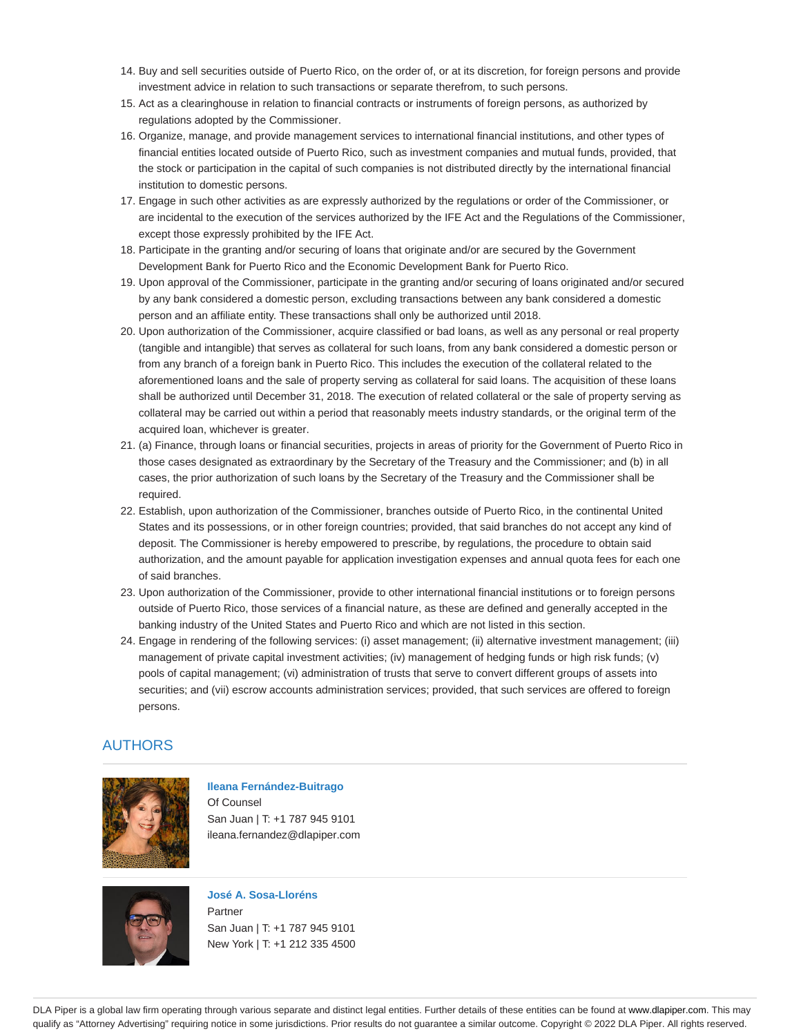14. Buy and sell securities outside of Puerto Rico, on the order of, or at its discretion, for foreign persons and provide investment advice in relation to such transactions or separate therefrom, to such persons.
15. Act as a clearinghouse in relation to financial contracts or instruments of foreign persons, as authorized by regulations adopted by the Commissioner.
16. Organize, manage, and provide management services to international financial institutions, and other types of financial entities located outside of Puerto Rico, such as investment companies and mutual funds, provided, that the stock or participation in the capital of such companies is not distributed directly by the international financial institution to domestic persons.
17. Engage in such other activities as are expressly authorized by the regulations or order of the Commissioner, or are incidental to the execution of the services authorized by the IFE Act and the Regulations of the Commissioner, except those expressly prohibited by the IFE Act.
18. Participate in the granting and/or securing of loans that originate and/or are secured by the Government Development Bank for Puerto Rico and the Economic Development Bank for Puerto Rico.
19. Upon approval of the Commissioner, participate in the granting and/or securing of loans originated and/or secured by any bank considered a domestic person, excluding transactions between any bank considered a domestic person and an affiliate entity. These transactions shall only be authorized until 2018.
20. Upon authorization of the Commissioner, acquire classified or bad loans, as well as any personal or real property (tangible and intangible) that serves as collateral for such loans, from any bank considered a domestic person or from any branch of a foreign bank in Puerto Rico. This includes the execution of the collateral related to the aforementioned loans and the sale of property serving as collateral for said loans. The acquisition of these loans shall be authorized until December 31, 2018. The execution of related collateral or the sale of property serving as collateral may be carried out within a period that reasonably meets industry standards, or the original term of the acquired loan, whichever is greater.
21. (a) Finance, through loans or financial securities, projects in areas of priority for the Government of Puerto Rico in those cases designated as extraordinary by the Secretary of the Treasury and the Commissioner; and (b) in all cases, the prior authorization of such loans by the Secretary of the Treasury and the Commissioner shall be required.
22. Establish, upon authorization of the Commissioner, branches outside of Puerto Rico, in the continental United States and its possessions, or in other foreign countries; provided, that said branches do not accept any kind of deposit. The Commissioner is hereby empowered to prescribe, by regulations, the procedure to obtain said authorization, and the amount payable for application investigation expenses and annual quota fees for each one of said branches.
23. Upon authorization of the Commissioner, provide to other international financial institutions or to foreign persons outside of Puerto Rico, those services of a financial nature, as these are defined and generally accepted in the banking industry of the United States and Puerto Rico and which are not listed in this section.
24. Engage in rendering of the following services: (i) asset management; (ii) alternative investment management; (iii) management of private capital investment activities; (iv) management of hedging funds or high risk funds; (v) pools of capital management; (vi) administration of trusts that serve to convert different groups of assets into securities; and (vii) escrow accounts administration services; provided, that such services are offered to foreign persons.

## AUTHORS

**Ileana Fernández-Buitrago**
Of Counsel
San Juan | T: +1 787 945 9101
ileana.fernandez@dlapiper.com

**José A. Sosa-Lloréns**
Partner
San Juan | T: +1 787 945 9101
New York | T: +1 212 335 4500

DLA Piper is a global law firm operating through various separate and distinct legal entities. Further details of these entities can be found at www.dlapiper.com. This may qualify as "Attorney Advertising" requiring notice in some jurisdictions. Prior results do not guarantee a similar outcome. Copyright © 2022 DLA Piper. All rights reserved.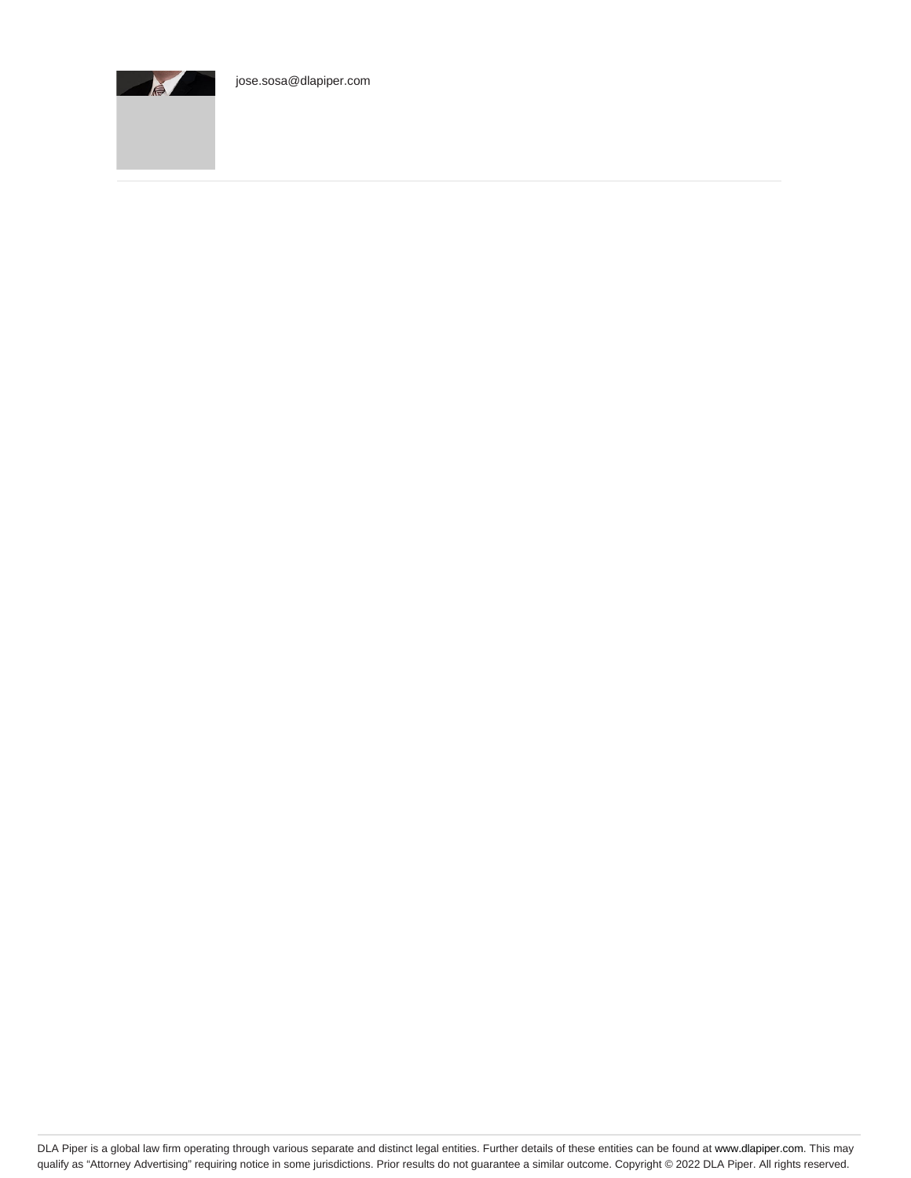jose.sosa@dlapiper.com

DLA Piper is a global law firm operating through various separate and distinct legal entities. Further details of these entities can be found at www.dlapiper.com. This may qualify as "Attorney Advertising" requiring notice in some jurisdictions. Prior results do not guarantee a similar outcome. Copyright © 2022 DLA Piper. All rights reserved.